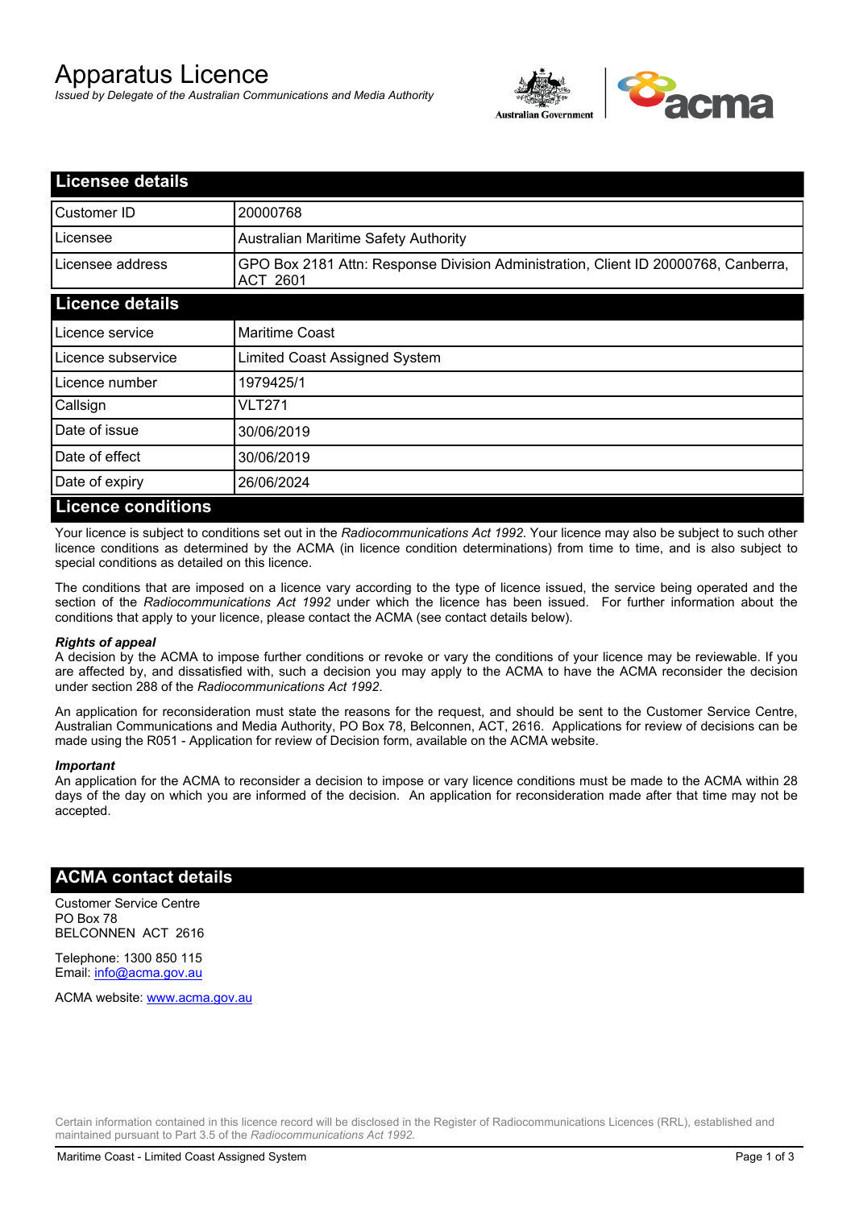# Apparatus Licence

*Issued by Delegate of the Australian Communications and Media Authority*

## Licensee details

| | |
|---|---|
| Customer ID | 20000768 |
| Licensee | Australian Maritime Safety Authority |
| Licensee address | GPO Box 2181 Attn: Response Division Administration, Client ID 20000768, Canberra, ACT 2601 |

## Licence details

| | |
|---|---|
| Licence service | Maritime Coast |
| Licence subservice | Limited Coast Assigned System |
| Licence number | 1979425/1 |
| Callsign | VLT271 |
| Date of issue | 30/06/2019 |
| Date of effect | 30/06/2019 |
| Date of expiry | 26/06/2024 |

## Licence conditions

Your licence is subject to conditions set out in the *Radiocommunications Act 1992*. Your licence may also be subject to such other licence conditions as determined by the ACMA (in licence condition determinations) from time to time, and is also subject to special conditions as detailed on this licence.

The conditions that are imposed on a licence vary according to the type of licence issued, the service being operated and the section of the *Radiocommunications Act 1992* under which the licence has been issued. For further information about the conditions that apply to your licence, please contact the ACMA (see contact details below).

***Rights of appeal***

A decision by the ACMA to impose further conditions or revoke or vary the conditions of your licence may be reviewable. If you are affected by, and dissatisfied with, such a decision you may apply to the ACMA to have the ACMA reconsider the decision under section 288 of the *Radiocommunications Act 1992*.

An application for reconsideration must state the reasons for the request, and should be sent to the Customer Service Centre, Australian Communications and Media Authority, PO Box 78, Belconnen, ACT, 2616. Applications for review of decisions can be made using the R051 - Application for review of Decision form, available on the ACMA website.

***Important***

An application for the ACMA to reconsider a decision to impose or vary licence conditions must be made to the ACMA within 28 days of the day on which you are informed of the decision. An application for reconsideration made after that time may not be accepted.

## ACMA contact details

Customer Service Centre
PO Box 78
BELCONNEN ACT 2616

Telephone: 1300 850 115
Email: info@acma.gov.au

ACMA website: www.acma.gov.au

Certain information contained in this licence record will be disclosed in the Register of Radiocommunications Licences (RRL), established and maintained pursuant to Part 3.5 of the *Radiocommunications Act 1992.*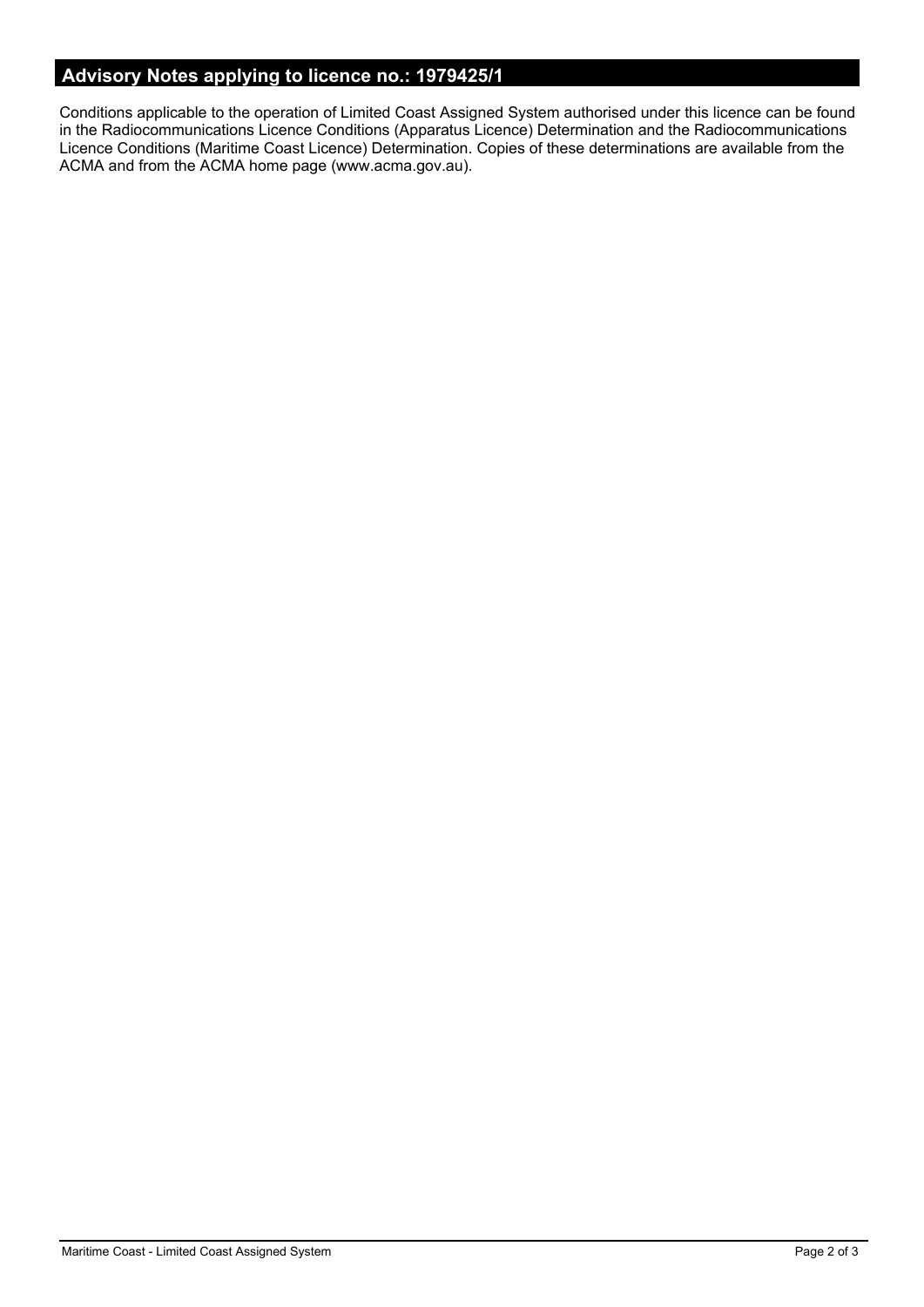## Advisory Notes applying to licence no.: 1979425/1

Conditions applicable to the operation of Limited Coast Assigned System authorised under this licence can be found in the Radiocommunications Licence Conditions (Apparatus Licence) Determination and the Radiocommunications Licence Conditions (Maritime Coast Licence) Determination. Copies of these determinations are available from the ACMA and from the ACMA home page (www.acma.gov.au).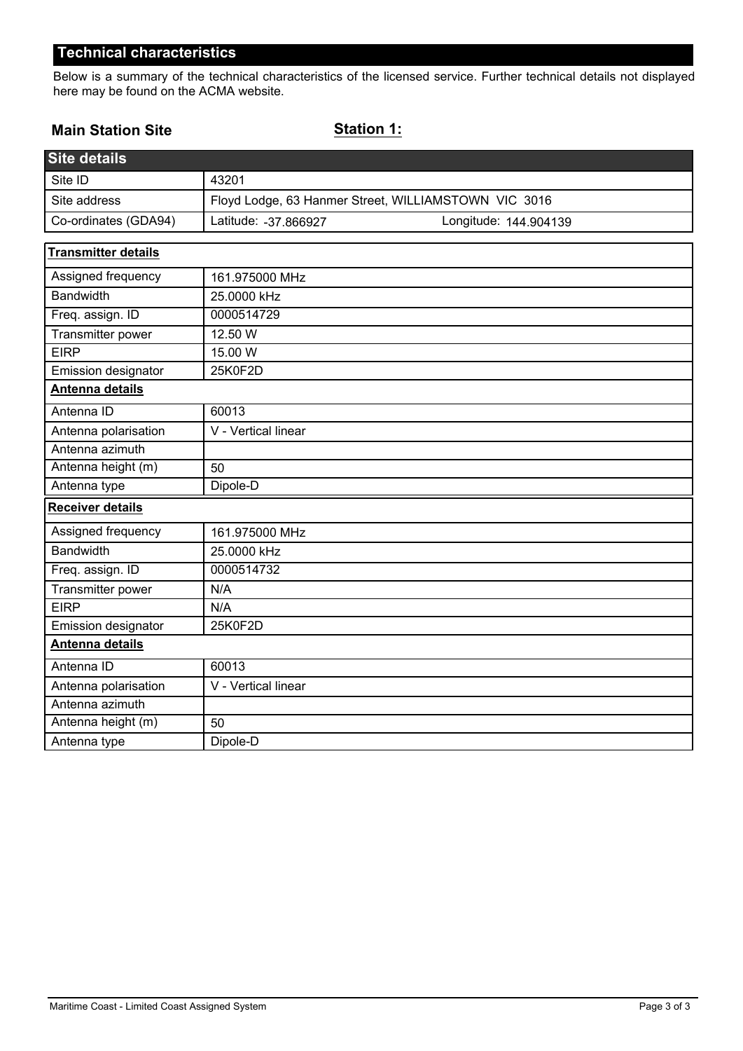## Technical characteristics

Below is a summary of the technical characteristics of the licensed service. Further technical details not displayed here may be found on the ACMA website.

**Main Station Site** **Station 1:**

| Site details | |
|---|---|
| Site ID | 43201 |
| Site address | Floyd Lodge, 63 Hanmer Street, WILLIAMSTOWN VIC 3016 |
| Co-ordinates (GDA94) | Latitude: -37.866927 Longitude: 144.904139 |

| **Transmitter details** | |
|---|---|
| Assigned frequency | 161.975000 MHz |
| Bandwidth | 25.0000 kHz |
| Freq. assign. ID | 0000514729 |
| Transmitter power | 12.50 W |
| EIRP | 15.00 W |
| Emission designator | 25K0F2D |
| **Antenna details** | |
| Antenna ID | 60013 |
| Antenna polarisation | V - Vertical linear |
| Antenna azimuth | |
| Antenna height (m) | 50 |
| Antenna type | Dipole-D |
| **Receiver details** | |
| Assigned frequency | 161.975000 MHz |
| Bandwidth | 25.0000 kHz |
| Freq. assign. ID | 0000514732 |
| Transmitter power | N/A |
| EIRP | N/A |
| Emission designator | 25K0F2D |
| **Antenna details** | |
| Antenna ID | 60013 |
| Antenna polarisation | V - Vertical linear |
| Antenna azimuth | |
| Antenna height (m) | 50 |
| Antenna type | Dipole-D |

Maritime Coast - Limited Coast Assigned System